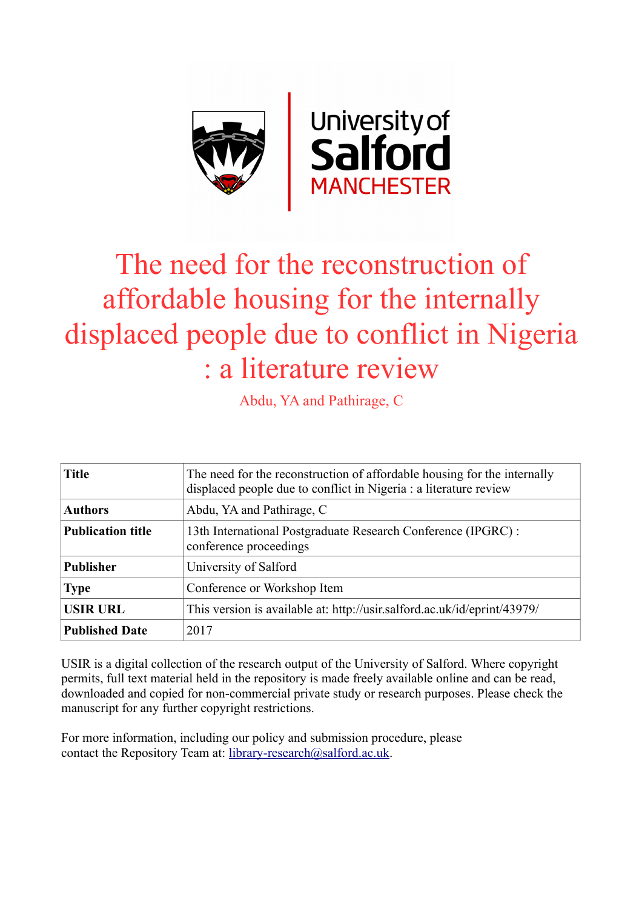# The need for the reconstruction of affordable housing for the internally displaced people due to conflict in Nigeria : a literature review

Abdu, YA and Pathirage, C

| Title | The need for the reconstruction of affordable housing for the internally displaced people due to conflict in Nigeria : a literature review |
|---|---|
| Authors | Abdu, YA and Pathirage, C |
| Publication title | 13th International Postgraduate Research Conference (IPGRC) : conference proceedings |
| Publisher | University of Salford |
| Type | Conference or Workshop Item |
| USIR URL | This version is available at: http://usir.salford.ac.uk/id/eprint/43979/ |
| Published Date | 2017 |

USIR is a digital collection of the research output of the University of Salford. Where copyright permits, full text material held in the repository is made freely available online and can be read, downloaded and copied for non-commercial private study or research purposes. Please check the manuscript for any further copyright restrictions.

For more information, including our policy and submission procedure, please contact the Repository Team at: library-research@salford.ac.uk.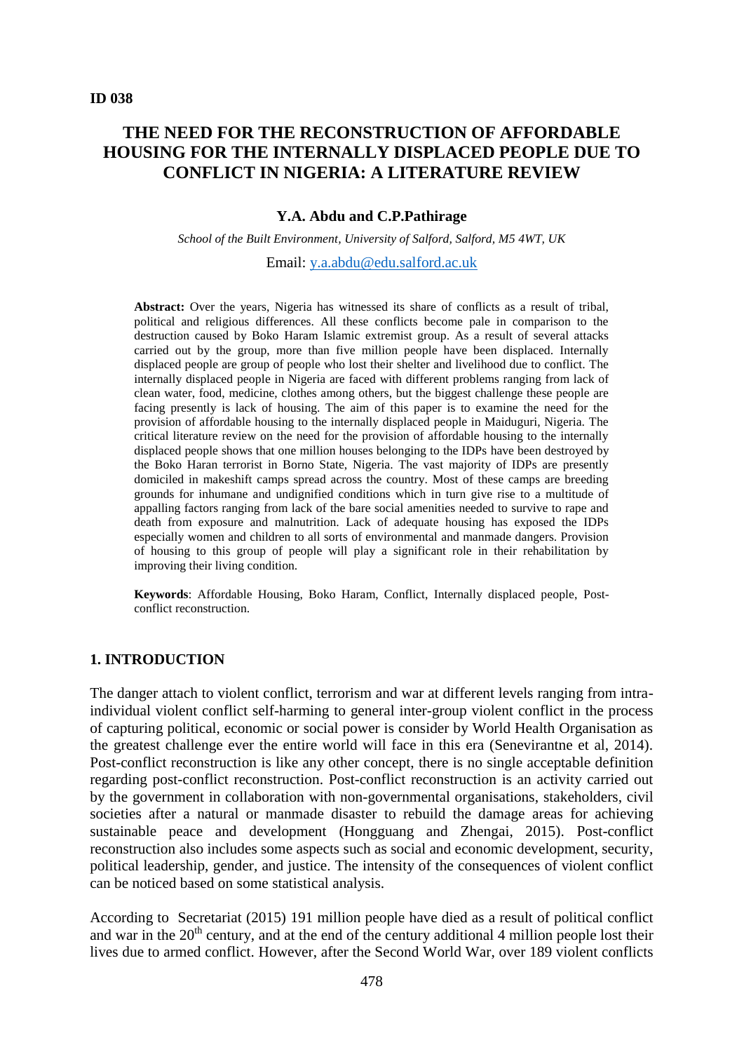**ID 038**

# THE NEED FOR THE RECONSTRUCTION OF AFFORDABLE HOUSING FOR THE INTERNALLY DISPLACED PEOPLE DUE TO CONFLICT IN NIGERIA: A LITERATURE REVIEW

**Y.A. Abdu and C.P.Pathirage**

*School of the Built Environment, University of Salford, Salford, M5 4WT, UK*

Email: y.a.abdu@edu.salford.ac.uk

**Abstract:** Over the years, Nigeria has witnessed its share of conflicts as a result of tribal, political and religious differences. All these conflicts become pale in comparison to the destruction caused by Boko Haram Islamic extremist group. As a result of several attacks carried out by the group, more than five million people have been displaced. Internally displaced people are group of people who lost their shelter and livelihood due to conflict. The internally displaced people in Nigeria are faced with different problems ranging from lack of clean water, food, medicine, clothes among others, but the biggest challenge these people are facing presently is lack of housing. The aim of this paper is to examine the need for the provision of affordable housing to the internally displaced people in Maiduguri, Nigeria. The critical literature review on the need for the provision of affordable housing to the internally displaced people shows that one million houses belonging to the IDPs have been destroyed by the Boko Haran terrorist in Borno State, Nigeria. The vast majority of IDPs are presently domiciled in makeshift camps spread across the country. Most of these camps are breeding grounds for inhumane and undignified conditions which in turn give rise to a multitude of appalling factors ranging from lack of the bare social amenities needed to survive to rape and death from exposure and malnutrition. Lack of adequate housing has exposed the IDPs especially women and children to all sorts of environmental and manmade dangers. Provision of housing to this group of people will play a significant role in their rehabilitation by improving their living condition.

**Keywords**: Affordable Housing, Boko Haram, Conflict, Internally displaced people, Post-conflict reconstruction.

## 1. INTRODUCTION

The danger attach to violent conflict, terrorism and war at different levels ranging from intra-individual violent conflict self-harming to general inter-group violent conflict in the process of capturing political, economic or social power is consider by World Health Organisation as the greatest challenge ever the entire world will face in this era (Senevirantne et al, 2014). Post-conflict reconstruction is like any other concept, there is no single acceptable definition regarding post-conflict reconstruction. Post-conflict reconstruction is an activity carried out by the government in collaboration with non-governmental organisations, stakeholders, civil societies after a natural or manmade disaster to rebuild the damage areas for achieving sustainable peace and development (Hongguang and Zhengai, 2015). Post-conflict reconstruction also includes some aspects such as social and economic development, security, political leadership, gender, and justice. The intensity of the consequences of violent conflict can be noticed based on some statistical analysis.

According to Secretariat (2015) 191 million people have died as a result of political conflict and war in the 20th century, and at the end of the century additional 4 million people lost their lives due to armed conflict. However, after the Second World War, over 189 violent conflicts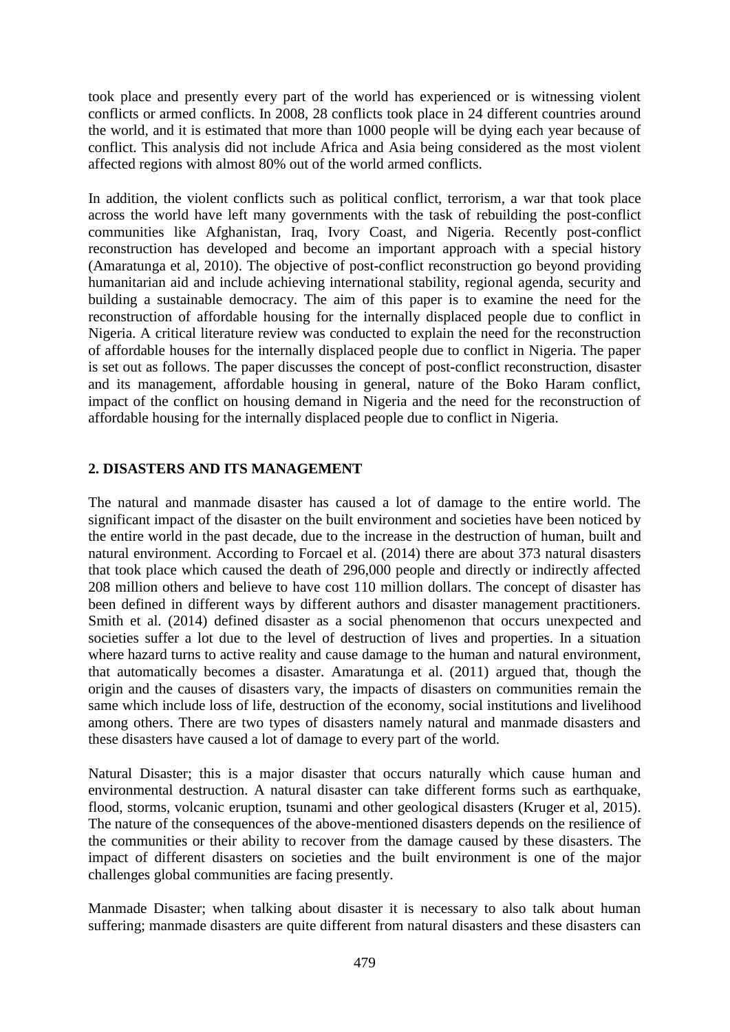took place and presently every part of the world has experienced or is witnessing violent conflicts or armed conflicts. In 2008, 28 conflicts took place in 24 different countries around the world, and it is estimated that more than 1000 people will be dying each year because of conflict. This analysis did not include Africa and Asia being considered as the most violent affected regions with almost 80% out of the world armed conflicts.

In addition, the violent conflicts such as political conflict, terrorism, a war that took place across the world have left many governments with the task of rebuilding the post-conflict communities like Afghanistan, Iraq, Ivory Coast, and Nigeria. Recently post-conflict reconstruction has developed and become an important approach with a special history (Amaratunga et al, 2010). The objective of post-conflict reconstruction go beyond providing humanitarian aid and include achieving international stability, regional agenda, security and building a sustainable democracy. The aim of this paper is to examine the need for the reconstruction of affordable housing for the internally displaced people due to conflict in Nigeria. A critical literature review was conducted to explain the need for the reconstruction of affordable houses for the internally displaced people due to conflict in Nigeria. The paper is set out as follows. The paper discusses the concept of post-conflict reconstruction, disaster and its management, affordable housing in general, nature of the Boko Haram conflict, impact of the conflict on housing demand in Nigeria and the need for the reconstruction of affordable housing for the internally displaced people due to conflict in Nigeria.

## 2. DISASTERS AND ITS MANAGEMENT

The natural and manmade disaster has caused a lot of damage to the entire world. The significant impact of the disaster on the built environment and societies have been noticed by the entire world in the past decade, due to the increase in the destruction of human, built and natural environment. According to Forcael et al. (2014) there are about 373 natural disasters that took place which caused the death of 296,000 people and directly or indirectly affected 208 million others and believe to have cost 110 million dollars. The concept of disaster has been defined in different ways by different authors and disaster management practitioners. Smith et al. (2014) defined disaster as a social phenomenon that occurs unexpected and societies suffer a lot due to the level of destruction of lives and properties. In a situation where hazard turns to active reality and cause damage to the human and natural environment, that automatically becomes a disaster. Amaratunga et al. (2011) argued that, though the origin and the causes of disasters vary, the impacts of disasters on communities remain the same which include loss of life, destruction of the economy, social institutions and livelihood among others. There are two types of disasters namely natural and manmade disasters and these disasters have caused a lot of damage to every part of the world.

Natural Disaster; this is a major disaster that occurs naturally which cause human and environmental destruction. A natural disaster can take different forms such as earthquake, flood, storms, volcanic eruption, tsunami and other geological disasters (Kruger et al, 2015). The nature of the consequences of the above-mentioned disasters depends on the resilience of the communities or their ability to recover from the damage caused by these disasters. The impact of different disasters on societies and the built environment is one of the major challenges global communities are facing presently.

Manmade Disaster; when talking about disaster it is necessary to also talk about human suffering; manmade disasters are quite different from natural disasters and these disasters can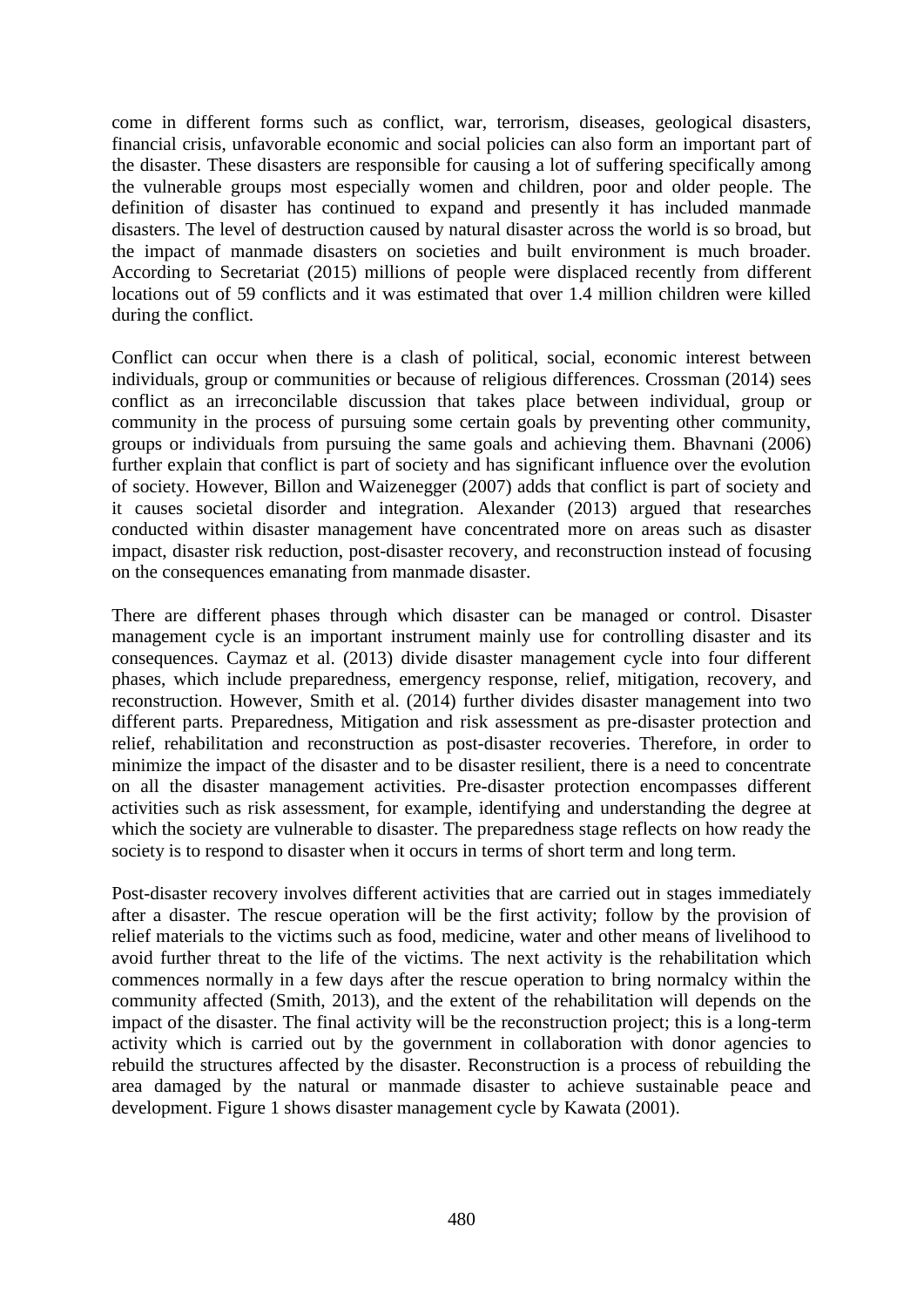come in different forms such as conflict, war, terrorism, diseases, geological disasters, financial crisis, unfavorable economic and social policies can also form an important part of the disaster. These disasters are responsible for causing a lot of suffering specifically among the vulnerable groups most especially women and children, poor and older people. The definition of disaster has continued to expand and presently it has included manmade disasters. The level of destruction caused by natural disaster across the world is so broad, but the impact of manmade disasters on societies and built environment is much broader. According to Secretariat (2015) millions of people were displaced recently from different locations out of 59 conflicts and it was estimated that over 1.4 million children were killed during the conflict.

Conflict can occur when there is a clash of political, social, economic interest between individuals, group or communities or because of religious differences. Crossman (2014) sees conflict as an irreconcilable discussion that takes place between individual, group or community in the process of pursuing some certain goals by preventing other community, groups or individuals from pursuing the same goals and achieving them. Bhavnani (2006) further explain that conflict is part of society and has significant influence over the evolution of society. However, Billon and Waizenegger (2007) adds that conflict is part of society and it causes societal disorder and integration. Alexander (2013) argued that researches conducted within disaster management have concentrated more on areas such as disaster impact, disaster risk reduction, post-disaster recovery, and reconstruction instead of focusing on the consequences emanating from manmade disaster.

There are different phases through which disaster can be managed or control. Disaster management cycle is an important instrument mainly use for controlling disaster and its consequences. Caymaz et al. (2013) divide disaster management cycle into four different phases, which include preparedness, emergency response, relief, mitigation, recovery, and reconstruction. However, Smith et al. (2014) further divides disaster management into two different parts. Preparedness, Mitigation and risk assessment as pre-disaster protection and relief, rehabilitation and reconstruction as post-disaster recoveries. Therefore, in order to minimize the impact of the disaster and to be disaster resilient, there is a need to concentrate on all the disaster management activities. Pre-disaster protection encompasses different activities such as risk assessment, for example, identifying and understanding the degree at which the society are vulnerable to disaster. The preparedness stage reflects on how ready the society is to respond to disaster when it occurs in terms of short term and long term.

Post-disaster recovery involves different activities that are carried out in stages immediately after a disaster. The rescue operation will be the first activity; follow by the provision of relief materials to the victims such as food, medicine, water and other means of livelihood to avoid further threat to the life of the victims. The next activity is the rehabilitation which commences normally in a few days after the rescue operation to bring normalcy within the community affected (Smith, 2013), and the extent of the rehabilitation will depends on the impact of the disaster. The final activity will be the reconstruction project; this is a long-term activity which is carried out by the government in collaboration with donor agencies to rebuild the structures affected by the disaster. Reconstruction is a process of rebuilding the area damaged by the natural or manmade disaster to achieve sustainable peace and development. Figure 1 shows disaster management cycle by Kawata (2001).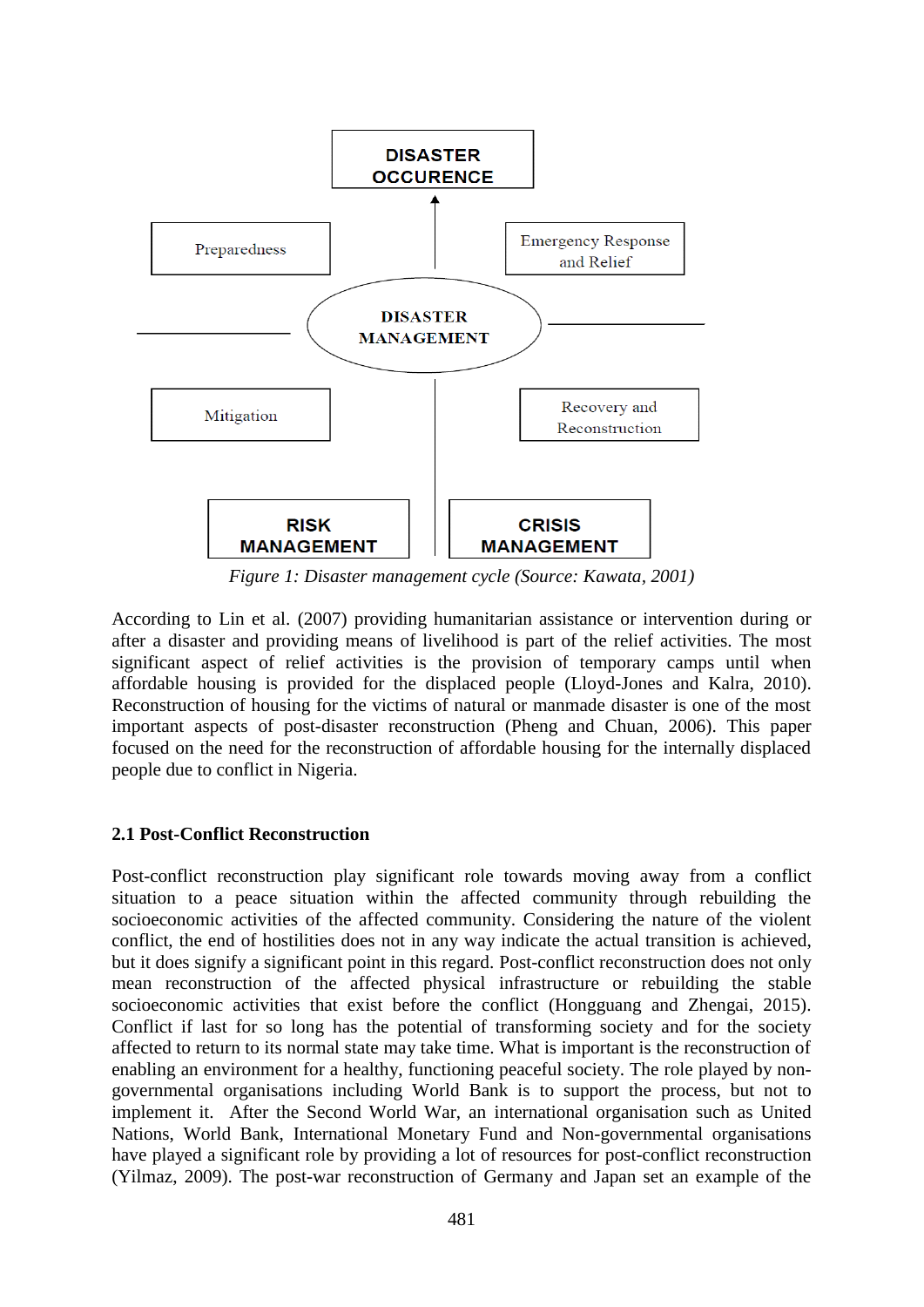DISASTER OCCURENCE

Preparedness

Emergency Response and Relief

DISASTER MANAGEMENT

Mitigation

Recovery and Reconstruction

RISK MANAGEMENT

CRISIS MANAGEMENT

*Figure 1: Disaster management cycle (Source: Kawata, 2001)*

According to Lin et al. (2007) providing humanitarian assistance or intervention during or after a disaster and providing means of livelihood is part of the relief activities. The most significant aspect of relief activities is the provision of temporary camps until when affordable housing is provided for the displaced people (Lloyd-Jones and Kalra, 2010). Reconstruction of housing for the victims of natural or manmade disaster is one of the most important aspects of post-disaster reconstruction (Pheng and Chuan, 2006). This paper focused on the need for the reconstruction of affordable housing for the internally displaced people due to conflict in Nigeria.

### 2.1 Post-Conflict Reconstruction

Post-conflict reconstruction play significant role towards moving away from a conflict situation to a peace situation within the affected community through rebuilding the socioeconomic activities of the affected community. Considering the nature of the violent conflict, the end of hostilities does not in any way indicate the actual transition is achieved, but it does signify a significant point in this regard. Post-conflict reconstruction does not only mean reconstruction of the affected physical infrastructure or rebuilding the stable socioeconomic activities that exist before the conflict (Hongguang and Zhengai, 2015). Conflict if last for so long has the potential of transforming society and for the society affected to return to its normal state may take time. What is important is the reconstruction of enabling an environment for a healthy, functioning peaceful society. The role played by non-governmental organisations including World Bank is to support the process, but not to implement it. After the Second World War, an international organisation such as United Nations, World Bank, International Monetary Fund and Non-governmental organisations have played a significant role by providing a lot of resources for post-conflict reconstruction (Yilmaz, 2009). The post-war reconstruction of Germany and Japan set an example of the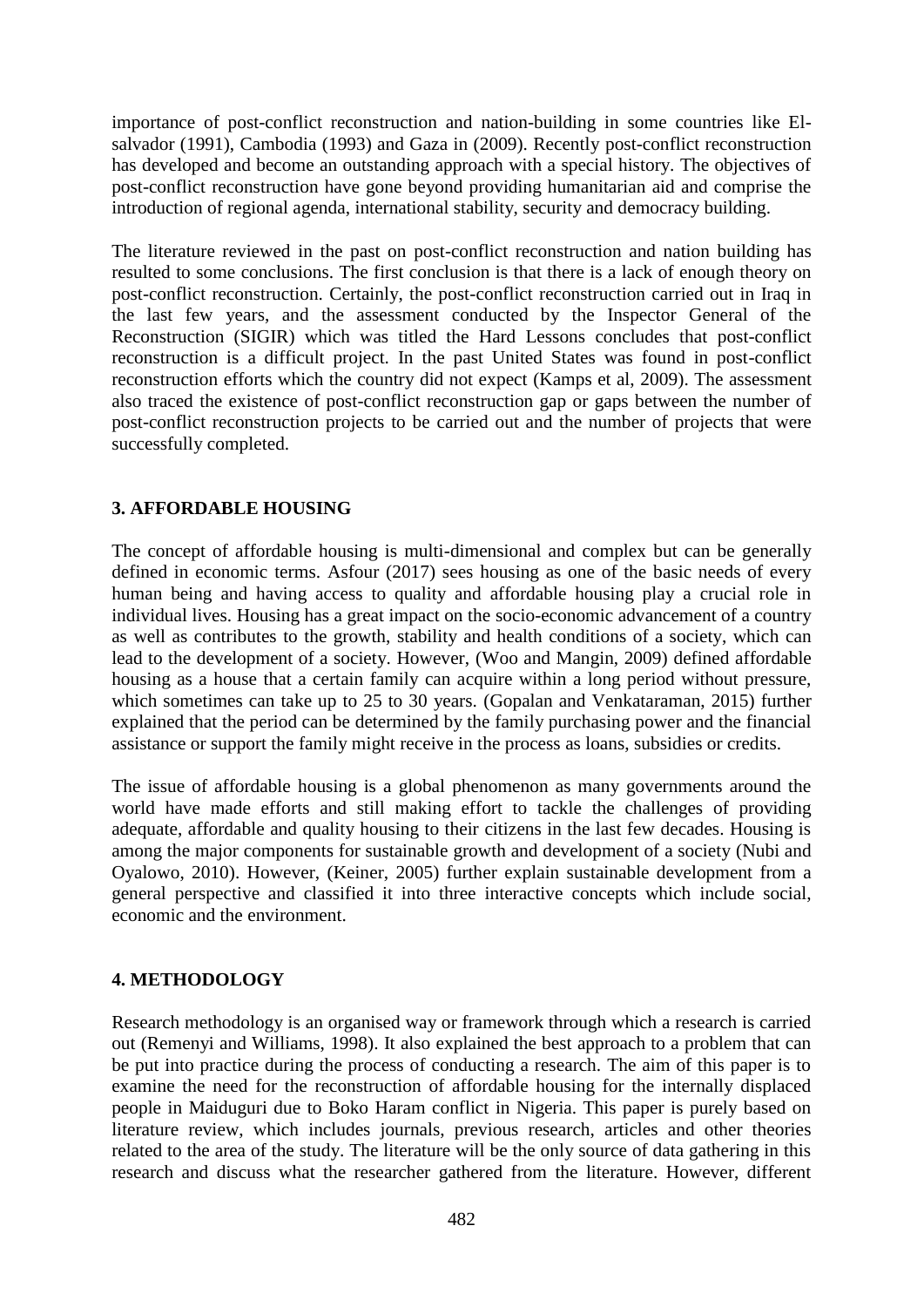importance of post-conflict reconstruction and nation-building in some countries like El-salvador (1991), Cambodia (1993) and Gaza in (2009). Recently post-conflict reconstruction has developed and become an outstanding approach with a special history. The objectives of post-conflict reconstruction have gone beyond providing humanitarian aid and comprise the introduction of regional agenda, international stability, security and democracy building.

The literature reviewed in the past on post-conflict reconstruction and nation building has resulted to some conclusions. The first conclusion is that there is a lack of enough theory on post-conflict reconstruction. Certainly, the post-conflict reconstruction carried out in Iraq in the last few years, and the assessment conducted by the Inspector General of the Reconstruction (SIGIR) which was titled the Hard Lessons concludes that post-conflict reconstruction is a difficult project. In the past United States was found in post-conflict reconstruction efforts which the country did not expect (Kamps et al, 2009). The assessment also traced the existence of post-conflict reconstruction gap or gaps between the number of post-conflict reconstruction projects to be carried out and the number of projects that were successfully completed.

## 3. AFFORDABLE HOUSING

The concept of affordable housing is multi-dimensional and complex but can be generally defined in economic terms. Asfour (2017) sees housing as one of the basic needs of every human being and having access to quality and affordable housing play a crucial role in individual lives. Housing has a great impact on the socio-economic advancement of a country as well as contributes to the growth, stability and health conditions of a society, which can lead to the development of a society. However, (Woo and Mangin, 2009) defined affordable housing as a house that a certain family can acquire within a long period without pressure, which sometimes can take up to 25 to 30 years. (Gopalan and Venkataraman, 2015) further explained that the period can be determined by the family purchasing power and the financial assistance or support the family might receive in the process as loans, subsidies or credits.

The issue of affordable housing is a global phenomenon as many governments around the world have made efforts and still making effort to tackle the challenges of providing adequate, affordable and quality housing to their citizens in the last few decades. Housing is among the major components for sustainable growth and development of a society (Nubi and Oyalowo, 2010). However, (Keiner, 2005) further explain sustainable development from a general perspective and classified it into three interactive concepts which include social, economic and the environment.

## 4. METHODOLOGY

Research methodology is an organised way or framework through which a research is carried out (Remenyi and Williams, 1998). It also explained the best approach to a problem that can be put into practice during the process of conducting a research. The aim of this paper is to examine the need for the reconstruction of affordable housing for the internally displaced people in Maiduguri due to Boko Haram conflict in Nigeria. This paper is purely based on literature review, which includes journals, previous research, articles and other theories related to the area of the study. The literature will be the only source of data gathering in this research and discuss what the researcher gathered from the literature. However, different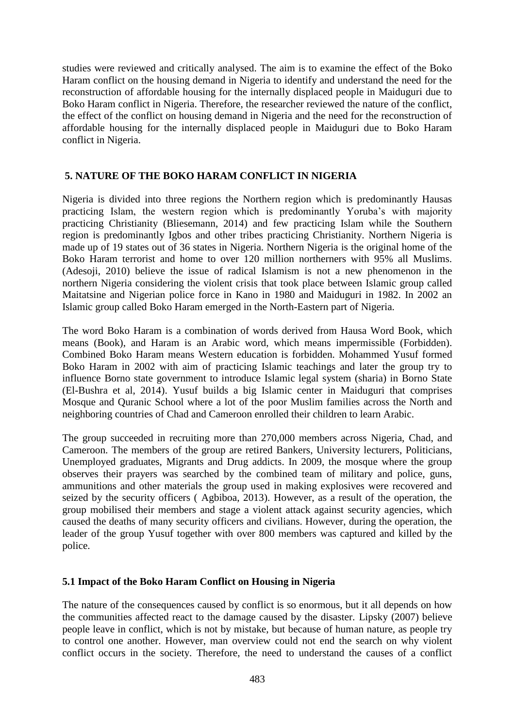studies were reviewed and critically analysed. The aim is to examine the effect of the Boko Haram conflict on the housing demand in Nigeria to identify and understand the need for the reconstruction of affordable housing for the internally displaced people in Maiduguri due to Boko Haram conflict in Nigeria. Therefore, the researcher reviewed the nature of the conflict, the effect of the conflict on housing demand in Nigeria and the need for the reconstruction of affordable housing for the internally displaced people in Maiduguri due to Boko Haram conflict in Nigeria.

## 5. NATURE OF THE BOKO HARAM CONFLICT IN NIGERIA

Nigeria is divided into three regions the Northern region which is predominantly Hausas practicing Islam, the western region which is predominantly Yoruba's with majority practicing Christianity (Bliesemann, 2014) and few practicing Islam while the Southern region is predominantly Igbos and other tribes practicing Christianity. Northern Nigeria is made up of 19 states out of 36 states in Nigeria. Northern Nigeria is the original home of the Boko Haram terrorist and home to over 120 million northerners with 95% all Muslims. (Adesoji, 2010) believe the issue of radical Islamism is not a new phenomenon in the northern Nigeria considering the violent crisis that took place between Islamic group called Maitatsine and Nigerian police force in Kano in 1980 and Maiduguri in 1982. In 2002 an Islamic group called Boko Haram emerged in the North-Eastern part of Nigeria.

The word Boko Haram is a combination of words derived from Hausa Word Book, which means (Book), and Haram is an Arabic word, which means impermissible (Forbidden). Combined Boko Haram means Western education is forbidden. Mohammed Yusuf formed Boko Haram in 2002 with aim of practicing Islamic teachings and later the group try to influence Borno state government to introduce Islamic legal system (sharia) in Borno State (El-Bushra et al, 2014). Yusuf builds a big Islamic center in Maiduguri that comprises Mosque and Quranic School where a lot of the poor Muslim families across the North and neighboring countries of Chad and Cameroon enrolled their children to learn Arabic.

The group succeeded in recruiting more than 270,000 members across Nigeria, Chad, and Cameroon. The members of the group are retired Bankers, University lecturers, Politicians, Unemployed graduates, Migrants and Drug addicts. In 2009, the mosque where the group observes their prayers was searched by the combined team of military and police, guns, ammunitions and other materials the group used in making explosives were recovered and seized by the security officers ( Agbiboa, 2013). However, as a result of the operation, the group mobilised their members and stage a violent attack against security agencies, which caused the deaths of many security officers and civilians. However, during the operation, the leader of the group Yusuf together with over 800 members was captured and killed by the police.

### 5.1 Impact of the Boko Haram Conflict on Housing in Nigeria

The nature of the consequences caused by conflict is so enormous, but it all depends on how the communities affected react to the damage caused by the disaster. Lipsky (2007) believe people leave in conflict, which is not by mistake, but because of human nature, as people try to control one another. However, man overview could not end the search on why violent conflict occurs in the society. Therefore, the need to understand the causes of a conflict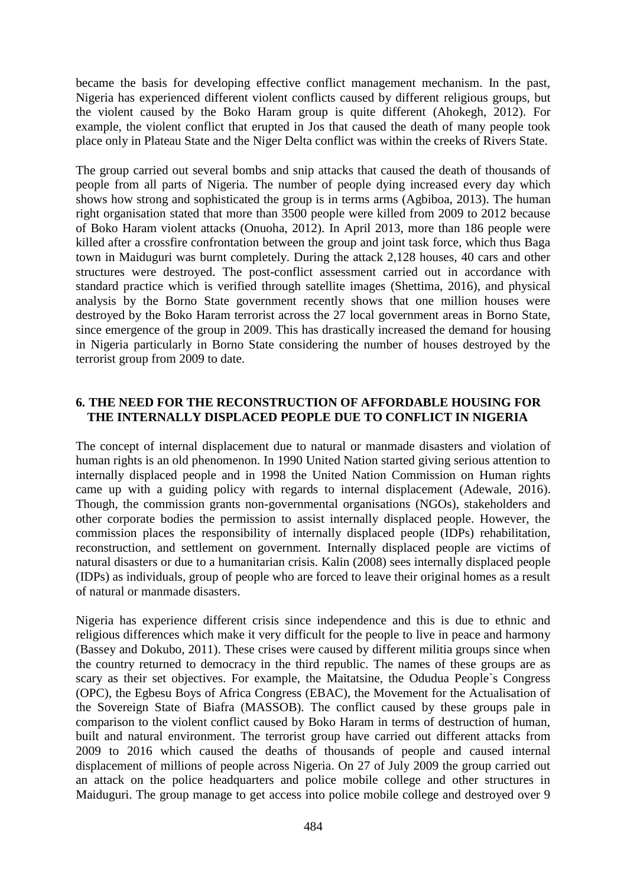became the basis for developing effective conflict management mechanism. In the past, Nigeria has experienced different violent conflicts caused by different religious groups, but the violent caused by the Boko Haram group is quite different (Ahokegh, 2012). For example, the violent conflict that erupted in Jos that caused the death of many people took place only in Plateau State and the Niger Delta conflict was within the creeks of Rivers State.

The group carried out several bombs and snip attacks that caused the death of thousands of people from all parts of Nigeria. The number of people dying increased every day which shows how strong and sophisticated the group is in terms arms (Agbiboa, 2013). The human right organisation stated that more than 3500 people were killed from 2009 to 2012 because of Boko Haram violent attacks (Onuoha, 2012). In April 2013, more than 186 people were killed after a crossfire confrontation between the group and joint task force, which thus Baga town in Maiduguri was burnt completely. During the attack 2,128 houses, 40 cars and other structures were destroyed. The post-conflict assessment carried out in accordance with standard practice which is verified through satellite images (Shettima, 2016), and physical analysis by the Borno State government recently shows that one million houses were destroyed by the Boko Haram terrorist across the 27 local government areas in Borno State, since emergence of the group in 2009. This has drastically increased the demand for housing in Nigeria particularly in Borno State considering the number of houses destroyed by the terrorist group from 2009 to date.

## 6. THE NEED FOR THE RECONSTRUCTION OF AFFORDABLE HOUSING FOR THE INTERNALLY DISPLACED PEOPLE DUE TO CONFLICT IN NIGERIA

The concept of internal displacement due to natural or manmade disasters and violation of human rights is an old phenomenon. In 1990 United Nation started giving serious attention to internally displaced people and in 1998 the United Nation Commission on Human rights came up with a guiding policy with regards to internal displacement (Adewale, 2016). Though, the commission grants non-governmental organisations (NGOs), stakeholders and other corporate bodies the permission to assist internally displaced people. However, the commission places the responsibility of internally displaced people (IDPs) rehabilitation, reconstruction, and settlement on government. Internally displaced people are victims of natural disasters or due to a humanitarian crisis. Kalin (2008) sees internally displaced people (IDPs) as individuals, group of people who are forced to leave their original homes as a result of natural or manmade disasters.

Nigeria has experience different crisis since independence and this is due to ethnic and religious differences which make it very difficult for the people to live in peace and harmony (Bassey and Dokubo, 2011). These crises were caused by different militia groups since when the country returned to democracy in the third republic. The names of these groups are as scary as their set objectives. For example, the Maitatsine, the Odudua People`s Congress (OPC), the Egbesu Boys of Africa Congress (EBAC), the Movement for the Actualisation of the Sovereign State of Biafra (MASSOB). The conflict caused by these groups pale in comparison to the violent conflict caused by Boko Haram in terms of destruction of human, built and natural environment. The terrorist group have carried out different attacks from 2009 to 2016 which caused the deaths of thousands of people and caused internal displacement of millions of people across Nigeria. On 27 of July 2009 the group carried out an attack on the police headquarters and police mobile college and other structures in Maiduguri. The group manage to get access into police mobile college and destroyed over 9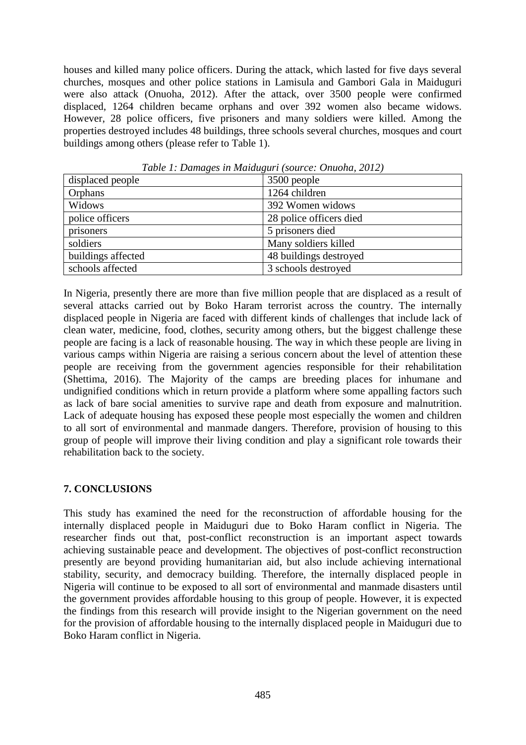houses and killed many police officers. During the attack, which lasted for five days several churches, mosques and other police stations in Lamisula and Gambori Gala in Maiduguri were also attack (Onuoha, 2012). After the attack, over 3500 people were confirmed displaced, 1264 children became orphans and over 392 women also became widows. However, 28 police officers, five prisoners and many soldiers were killed. Among the properties destroyed includes 48 buildings, three schools several churches, mosques and court buildings among others (please refer to Table 1).

*Table 1: Damages in Maiduguri (source: Onuoha, 2012)*

| displaced people | 3500 people |
|---|---|
| Orphans | 1264 children |
| Widows | 392 Women widows |
| police officers | 28 police officers died |
| prisoners | 5 prisoners died |
| soldiers | Many soldiers killed |
| buildings affected | 48 buildings destroyed |
| schools affected | 3 schools destroyed |

In Nigeria, presently there are more than five million people that are displaced as a result of several attacks carried out by Boko Haram terrorist across the country. The internally displaced people in Nigeria are faced with different kinds of challenges that include lack of clean water, medicine, food, clothes, security among others, but the biggest challenge these people are facing is a lack of reasonable housing. The way in which these people are living in various camps within Nigeria are raising a serious concern about the level of attention these people are receiving from the government agencies responsible for their rehabilitation (Shettima, 2016). The Majority of the camps are breeding places for inhumane and undignified conditions which in return provide a platform where some appalling factors such as lack of bare social amenities to survive rape and death from exposure and malnutrition. Lack of adequate housing has exposed these people most especially the women and children to all sort of environmental and manmade dangers. Therefore, provision of housing to this group of people will improve their living condition and play a significant role towards their rehabilitation back to the society.

## 7. CONCLUSIONS

This study has examined the need for the reconstruction of affordable housing for the internally displaced people in Maiduguri due to Boko Haram conflict in Nigeria. The researcher finds out that, post-conflict reconstruction is an important aspect towards achieving sustainable peace and development. The objectives of post-conflict reconstruction presently are beyond providing humanitarian aid, but also include achieving international stability, security, and democracy building. Therefore, the internally displaced people in Nigeria will continue to be exposed to all sort of environmental and manmade disasters until the government provides affordable housing to this group of people. However, it is expected the findings from this research will provide insight to the Nigerian government on the need for the provision of affordable housing to the internally displaced people in Maiduguri due to Boko Haram conflict in Nigeria.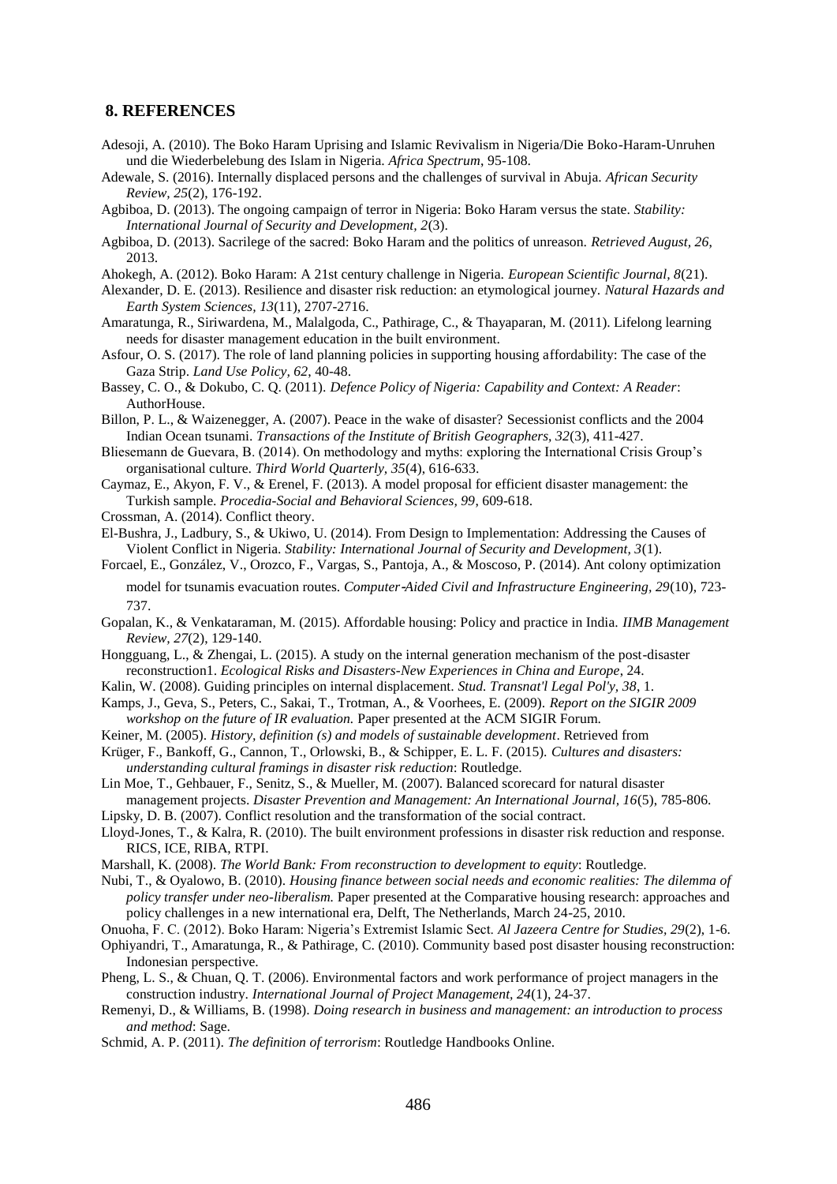## 8. REFERENCES

Adesoji, A. (2010). The Boko Haram Uprising and Islamic Revivalism in Nigeria/Die Boko-Haram-Unruhen und die Wiederbelebung des Islam in Nigeria. *Africa Spectrum*, 95-108.

Adewale, S. (2016). Internally displaced persons and the challenges of survival in Abuja. *African Security Review, 25*(2), 176-192.

Agbiboa, D. (2013). The ongoing campaign of terror in Nigeria: Boko Haram versus the state. *Stability: International Journal of Security and Development, 2*(3).

Agbiboa, D. (2013). Sacrilege of the sacred: Boko Haram and the politics of unreason. *Retrieved August, 26*, 2013.

Ahokegh, A. (2012). Boko Haram: A 21st century challenge in Nigeria. *European Scientific Journal, 8*(21).

Alexander, D. E. (2013). Resilience and disaster risk reduction: an etymological journey. *Natural Hazards and Earth System Sciences, 13*(11), 2707-2716.

Amaratunga, R., Siriwardena, M., Malalgoda, C., Pathirage, C., & Thayaparan, M. (2011). Lifelong learning needs for disaster management education in the built environment.

Asfour, O. S. (2017). The role of land planning policies in supporting housing affordability: The case of the Gaza Strip. *Land Use Policy, 62*, 40-48.

Bassey, C. O., & Dokubo, C. Q. (2011). *Defence Policy of Nigeria: Capability and Context: A Reader*: AuthorHouse.

Billon, P. L., & Waizenegger, A. (2007). Peace in the wake of disaster? Secessionist conflicts and the 2004 Indian Ocean tsunami. *Transactions of the Institute of British Geographers, 32*(3), 411-427.

Bliesemann de Guevara, B. (2014). On methodology and myths: exploring the International Crisis Group's organisational culture. *Third World Quarterly, 35*(4), 616-633.

Caymaz, E., Akyon, F. V., & Erenel, F. (2013). A model proposal for efficient disaster management: the Turkish sample. *Procedia-Social and Behavioral Sciences, 99*, 609-618.

Crossman, A. (2014). Conflict theory.

El-Bushra, J., Ladbury, S., & Ukiwo, U. (2014). From Design to Implementation: Addressing the Causes of Violent Conflict in Nigeria. *Stability: International Journal of Security and Development, 3*(1).

Forcael, E., González, V., Orozco, F., Vargas, S., Pantoja, A., & Moscoso, P. (2014). Ant colony optimization model for tsunamis evacuation routes. *Computer-Aided Civil and Infrastructure Engineering, 29*(10), 723-737.

Gopalan, K., & Venkataraman, M. (2015). Affordable housing: Policy and practice in India. *IIMB Management Review, 27*(2), 129-140.

Hongguang, L., & Zhengai, L. (2015). A study on the internal generation mechanism of the post-disaster reconstruction1. *Ecological Risks and Disasters-New Experiences in China and Europe*, 24.

Kalin, W. (2008). Guiding principles on internal displacement. *Stud. Transnat'l Legal Pol'y, 38*, 1.

Kamps, J., Geva, S., Peters, C., Sakai, T., Trotman, A., & Voorhees, E. (2009). *Report on the SIGIR 2009 workshop on the future of IR evaluation.* Paper presented at the ACM SIGIR Forum.

Keiner, M. (2005). *History, definition (s) and models of sustainable development*. Retrieved from

Krüger, F., Bankoff, G., Cannon, T., Orlowski, B., & Schipper, E. L. F. (2015). *Cultures and disasters: understanding cultural framings in disaster risk reduction*: Routledge.

Lin Moe, T., Gehbauer, F., Senitz, S., & Mueller, M. (2007). Balanced scorecard for natural disaster management projects. *Disaster Prevention and Management: An International Journal, 16*(5), 785-806.

Lipsky, D. B. (2007). Conflict resolution and the transformation of the social contract.

Lloyd-Jones, T., & Kalra, R. (2010). The built environment professions in disaster risk reduction and response. RICS, ICE, RIBA, RTPI.

Marshall, K. (2008). *The World Bank: From reconstruction to development to equity*: Routledge.

Nubi, T., & Oyalowo, B. (2010). *Housing finance between social needs and economic realities: The dilemma of policy transfer under neo-liberalism.* Paper presented at the Comparative housing research: approaches and policy challenges in a new international era, Delft, The Netherlands, March 24-25, 2010.

Onuoha, F. C. (2012). Boko Haram: Nigeria's Extremist Islamic Sect. *Al Jazeera Centre for Studies, 29*(2), 1-6.

Ophiyandri, T., Amaratunga, R., & Pathirage, C. (2010). Community based post disaster housing reconstruction: Indonesian perspective.

Pheng, L. S., & Chuan, Q. T. (2006). Environmental factors and work performance of project managers in the construction industry. *International Journal of Project Management, 24*(1), 24-37.

Remenyi, D., & Williams, B. (1998). *Doing research in business and management: an introduction to process and method*: Sage.

Schmid, A. P. (2011). *The definition of terrorism*: Routledge Handbooks Online.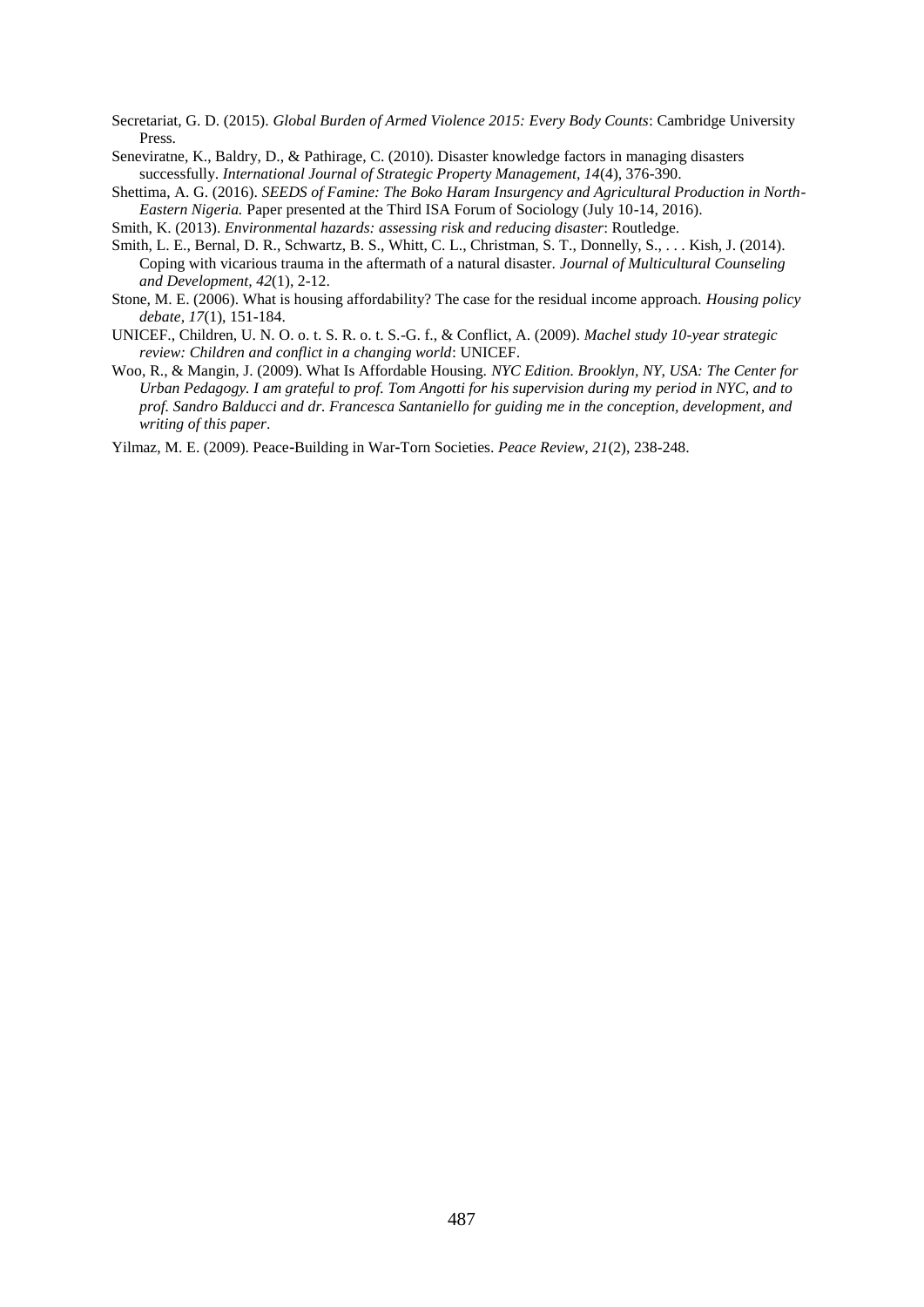Secretariat, G. D. (2015). *Global Burden of Armed Violence 2015: Every Body Counts*: Cambridge University Press.

Seneviratne, K., Baldry, D., & Pathirage, C. (2010). Disaster knowledge factors in managing disasters successfully. *International Journal of Strategic Property Management, 14*(4), 376-390.

Shettima, A. G. (2016). *SEEDS of Famine: The Boko Haram Insurgency and Agricultural Production in North-Eastern Nigeria.* Paper presented at the Third ISA Forum of Sociology (July 10-14, 2016).

Smith, K. (2013). *Environmental hazards: assessing risk and reducing disaster*: Routledge.

Smith, L. E., Bernal, D. R., Schwartz, B. S., Whitt, C. L., Christman, S. T., Donnelly, S., . . . Kish, J. (2014). Coping with vicarious trauma in the aftermath of a natural disaster. *Journal of Multicultural Counseling and Development, 42*(1), 2-12.

Stone, M. E. (2006). What is housing affordability? The case for the residual income approach. *Housing policy debate, 17*(1), 151-184.

UNICEF., Children, U. N. O. o. t. S. R. o. t. S.-G. f., & Conflict, A. (2009). *Machel study 10-year strategic review: Children and conflict in a changing world*: UNICEF.

Woo, R., & Mangin, J. (2009). What Is Affordable Housing. *NYC Edition. Brooklyn, NY, USA: The Center for Urban Pedagogy. I am grateful to prof. Tom Angotti for his supervision during my period in NYC, and to prof. Sandro Balducci and dr. Francesca Santaniello for guiding me in the conception, development, and writing of this paper*.

Yilmaz, M. E. (2009). Peace-Building in War-Torn Societies. *Peace Review, 21*(2), 238-248.